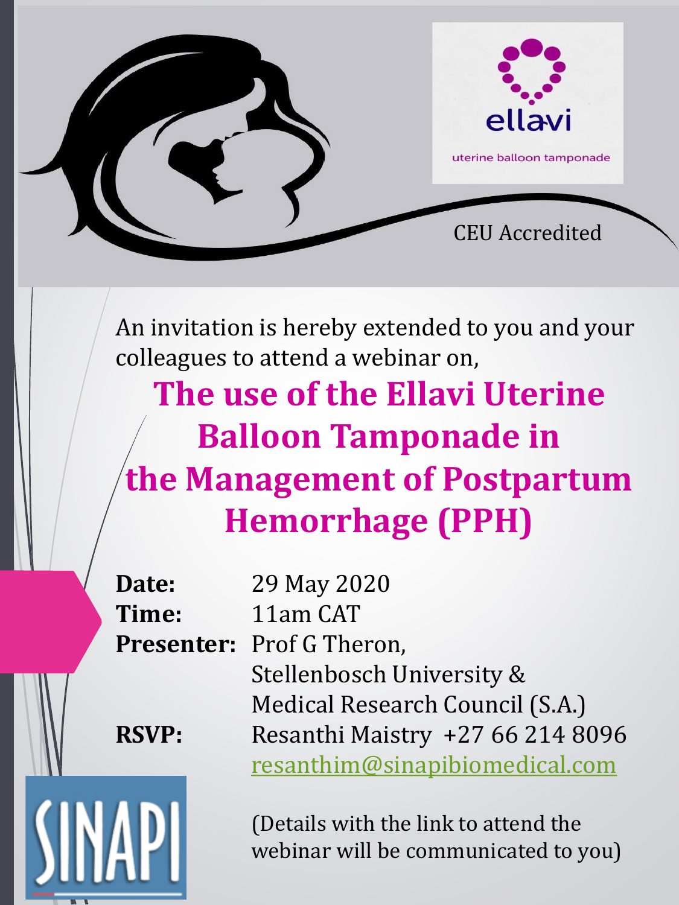ellavi

uterine balloon tamponade

CEU Accredited

An invitation is hereby extended to you and your colleagues to attend a webinar on,

# The use of the Ellavi Uterine Balloon Tamponade in the Management of Postpartum Hemorrhage (PPH)

**Date:** 29 May 2020

**Time:** 11am CAT

**Presenter:** Prof G Theron, Stellenbosch University & Medical Research Council (S.A.)

**RSVP:** Resanthi Maistry +27 66 214 8096
resanthim@sinapibiomedical.com

(Details with the link to attend the webinar will be communicated to you)

SINAPI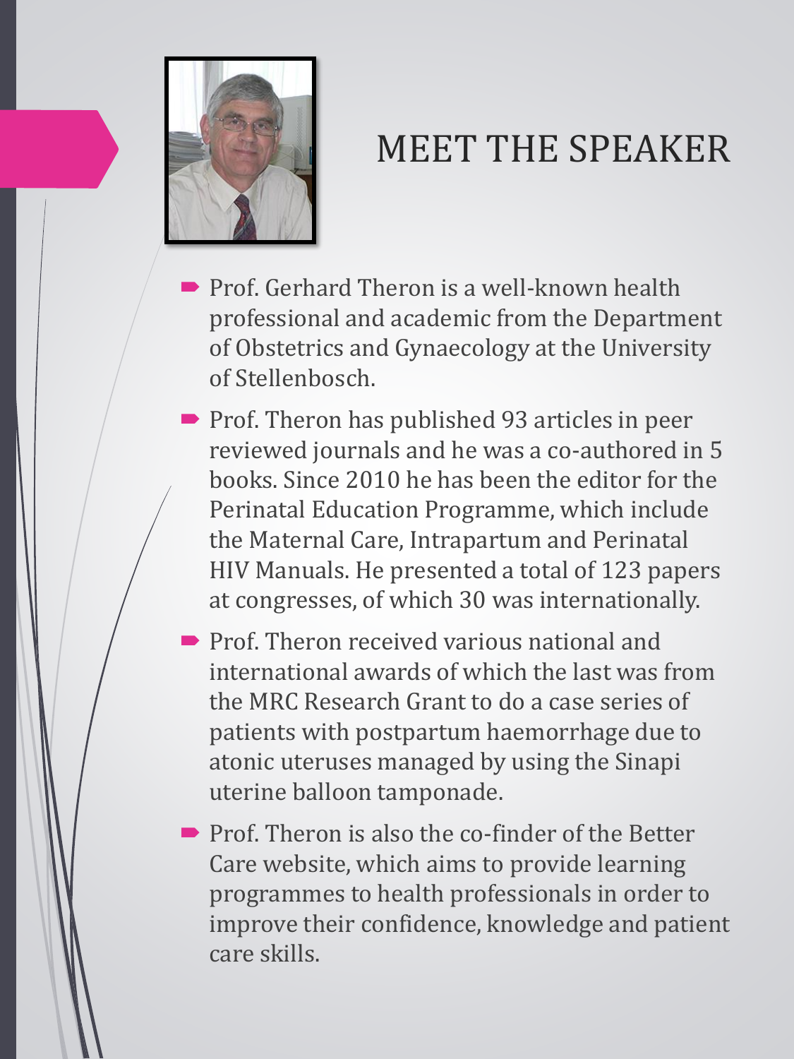# MEET THE SPEAKER

- Prof. Gerhard Theron is a well-known health professional and academic from the Department of Obstetrics and Gynaecology at the University of Stellenbosch.
- Prof. Theron has published 93 articles in peer reviewed journals and he was a co-authored in 5 books. Since 2010 he has been the editor for the Perinatal Education Programme, which include the Maternal Care, Intrapartum and Perinatal HIV Manuals. He presented a total of 123 papers at congresses, of which 30 was internationally.
- Prof. Theron received various national and international awards of which the last was from the MRC Research Grant to do a case series of patients with postpartum haemorrhage due to atonic uteruses managed by using the Sinapi uterine balloon tamponade.
- Prof. Theron is also the co-finder of the Better Care website, which aims to provide learning programmes to health professionals in order to improve their confidence, knowledge and patient care skills.